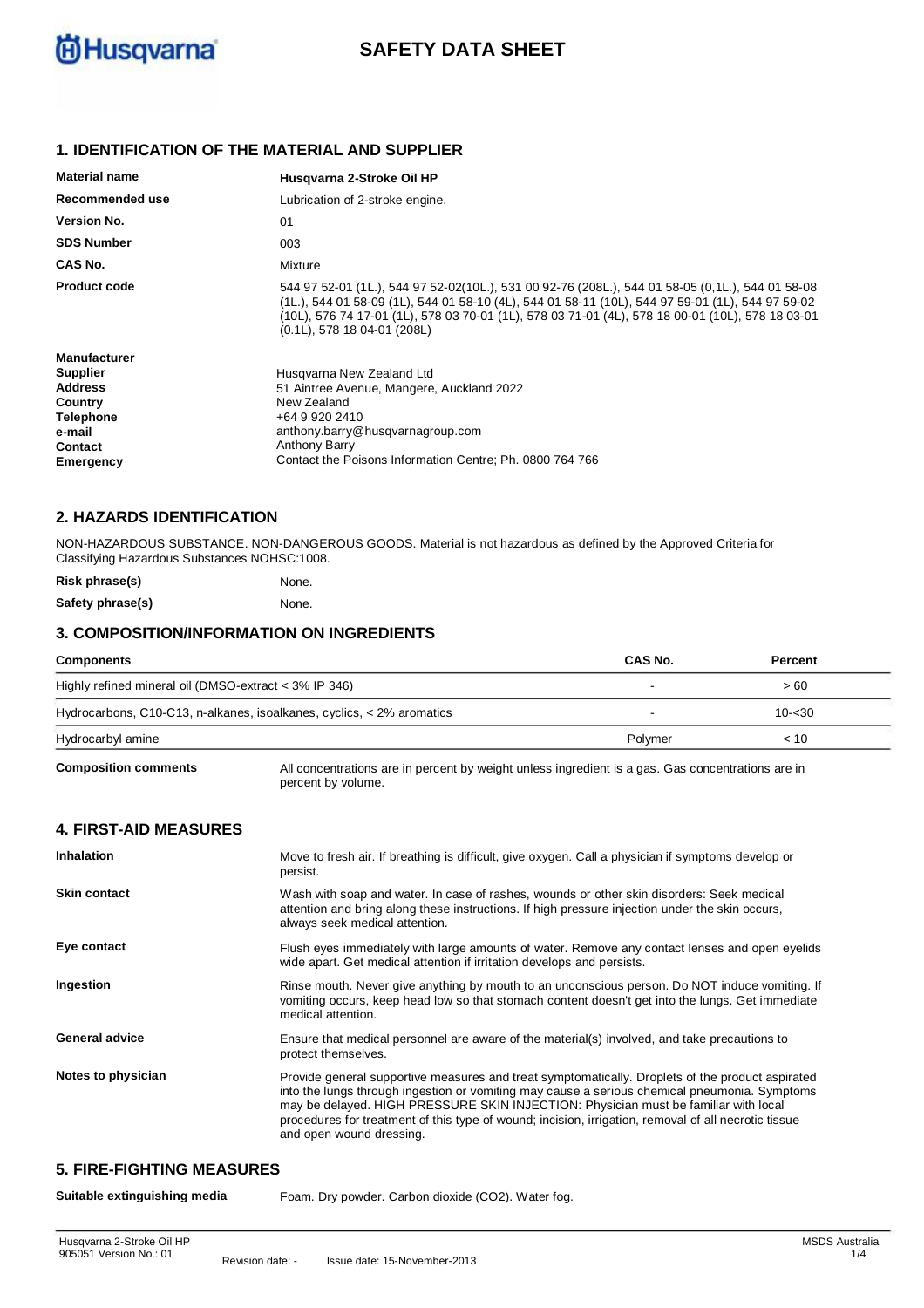Husqvarna

# SAFETY DATA SHEET

## 1. IDENTIFICATION OF THE MATERIAL AND SUPPLIER

| | |
|---|---|
| **Material name** | **Husqvarna 2-Stroke Oil HP** |
| **Recommended use** | Lubrication of 2-stroke engine. |
| **Version No.** | 01 |
| **SDS Number** | 003 |
| **CAS No.** | Mixture |
| **Product code** | 544 97 52-01 (1L.), 544 97 52-02(10L.), 531 00 92-76 (208L.), 544 01 58-05 (0,1L.), 544 01 58-08 (1L.), 544 01 58-09 (1L), 544 01 58-10 (4L), 544 01 58-11 (10L), 544 97 59-01 (1L), 544 97 59-02 (10L), 576 74 17-01 (1L), 578 03 70-01 (1L), 578 03 71-01 (4L), 578 18 00-01 (10L), 578 18 03-01 (0.1L), 578 18 04-01 (208L) |
| **Manufacturer** | |
| **Supplier** | Husqvarna New Zealand Ltd |
| **Address** | 51 Aintree Avenue, Mangere, Auckland 2022 |
| **Country** | New Zealand |
| **Telephone** | +64 9 920 2410 |
| **e-mail** | anthony.barry@husqvarnagroup.com |
| **Contact** | Anthony Barry |
| **Emergency** | Contact the Poisons Information Centre; Ph. 0800 764 766 |

## 2. HAZARDS IDENTIFICATION

NON-HAZARDOUS SUBSTANCE. NON-DANGEROUS GOODS. Material is not hazardous as defined by the Approved Criteria for Classifying Hazardous Substances NOHSC:1008.

| | |
|---|---|
| **Risk phrase(s)** | None. |
| **Safety phrase(s)** | None. |

## 3. COMPOSITION/INFORMATION ON INGREDIENTS

| Components | CAS No. | Percent |
|---|---|---|
| Highly refined mineral oil (DMSO-extract < 3% IP 346) | - | > 60 |
| Hydrocarbons, C10-C13, n-alkanes, isoalkanes, cyclics, < 2% aromatics | - | 10-<30 |
| Hydrocarbyl amine | Polymer | < 10 |

**Composition comments** All concentrations are in percent by weight unless ingredient is a gas. Gas concentrations are in percent by volume.

## 4. FIRST-AID MEASURES

| | |
|---|---|
| **Inhalation** | Move to fresh air. If breathing is difficult, give oxygen. Call a physician if symptoms develop or persist. |
| **Skin contact** | Wash with soap and water. In case of rashes, wounds or other skin disorders: Seek medical attention and bring along these instructions. If high pressure injection under the skin occurs, always seek medical attention. |
| **Eye contact** | Flush eyes immediately with large amounts of water. Remove any contact lenses and open eyelids wide apart. Get medical attention if irritation develops and persists. |
| **Ingestion** | Rinse mouth. Never give anything by mouth to an unconscious person. Do NOT induce vomiting. If vomiting occurs, keep head low so that stomach content doesn't get into the lungs. Get immediate medical attention. |
| **General advice** | Ensure that medical personnel are aware of the material(s) involved, and take precautions to protect themselves. |
| **Notes to physician** | Provide general supportive measures and treat symptomatically. Droplets of the product aspirated into the lungs through ingestion or vomiting may cause a serious chemical pneumonia. Symptoms may be delayed. HIGH PRESSURE SKIN INJECTION: Physician must be familiar with local procedures for treatment of this type of wound; incision, irrigation, removal of all necrotic tissue and open wound dressing. |

## 5. FIRE-FIGHTING MEASURES

| | |
|---|---|
| **Suitable extinguishing media** | Foam. Dry powder. Carbon dioxide ($CO_2$). Water fog. |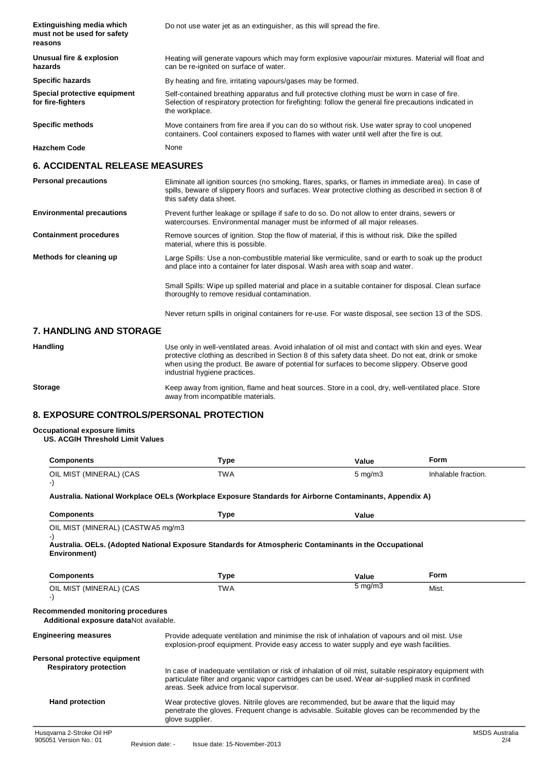| | |
|---|---|
| **Extinguishing media which must not be used for safety reasons** | Do not use water jet as an extinguisher, as this will spread the fire. |
| **Unusual fire & explosion hazards** | Heating will generate vapours which may form explosive vapour/air mixtures. Material will float and can be re-ignited on surface of water. |
| **Specific hazards** | By heating and fire, irritating vapours/gases may be formed. |
| **Special protective equipment for fire-fighters** | Self-contained breathing apparatus and full protective clothing must be worn in case of fire. Selection of respiratory protection for firefighting: follow the general fire precautions indicated in the workplace. |
| **Specific methods** | Move containers from fire area if you can do so without risk. Use water spray to cool unopened containers. Cool containers exposed to flames with water until well after the fire is out. |
| **Hazchem Code** | None |

## 6. ACCIDENTAL RELEASE MEASURES

| | |
|---|---|
| **Personal precautions** | Eliminate all ignition sources (no smoking, flares, sparks, or flames in immediate area). In case of spills, beware of slippery floors and surfaces. Wear protective clothing as described in section 8 of this safety data sheet. |
| **Environmental precautions** | Prevent further leakage or spillage if safe to do so. Do not allow to enter drains, sewers or watercourses. Environmental manager must be informed of all major releases. |
| **Containment procedures** | Remove sources of ignition. Stop the flow of material, if this is without risk. Dike the spilled material, where this is possible. |
| **Methods for cleaning up** | Large Spills: Use a non-combustible material like vermiculite, sand or earth to soak up the product and place into a container for later disposal. Wash area with soap and water.<br><br>Small Spills: Wipe up spilled material and place in a suitable container for disposal. Clean surface thoroughly to remove residual contamination.<br><br>Never return spills in original containers for re-use. For waste disposal, see section 13 of the SDS. |

## 7. HANDLING AND STORAGE

| | |
|---|---|
| **Handling** | Use only in well-ventilated areas. Avoid inhalation of oil mist and contact with skin and eyes. Wear protective clothing as described in Section 8 of this safety data sheet. Do not eat, drink or smoke when using the product. Be aware of potential for surfaces to become slippery. Observe good industrial hygiene practices. |
| **Storage** | Keep away from ignition, flame and heat sources. Store in a cool, dry, well-ventilated place. Store away from incompatible materials. |

## 8. EXPOSURE CONTROLS/PERSONAL PROTECTION

**Occupational exposure limits**

**US. ACGIH Threshold Limit Values**

| Components | Type | Value | Form |
|---|---|---|---|
| OIL MIST (MINERAL) (CAS -) | TWA | 5 mg/m3 | Inhalable fraction. |

**Australia. National Workplace OELs (Workplace Exposure Standards for Airborne Contaminants, Appendix A)**

| Components | Type | Value |
|---|---|---|
| OIL MIST (MINERAL) (CAS -) | TWA | 5 mg/m3 |

**Australia. OELs. (Adopted National Exposure Standards for Atmospheric Contaminants in the Occupational Environment)**

| Components | Type | Value | Form |
|---|---|---|---|
| OIL MIST (MINERAL) (CAS -) | TWA | 5 mg/m3 | Mist. |

**Recommended monitoring procedures**

**Additional exposure data** Not available.

| | |
|---|---|
| **Engineering measures** | Provide adequate ventilation and minimise the risk of inhalation of vapours and oil mist. Use explosion-proof equipment. Provide easy access to water supply and eye wash facilities. |

**Personal protective equipment**

| | |
|---|---|
| **Respiratory protection** | In case of inadequate ventilation or risk of inhalation of oil mist, suitable respiratory equipment with particulate filter and organic vapor cartridges can be used. Wear air-supplied mask in confined areas. Seek advice from local supervisor. |
| **Hand protection** | Wear protective gloves. Nitrile gloves are recommended, but be aware that the liquid may penetrate the gloves. Frequent change is advisable. Suitable gloves can be recommended by the glove supplier. |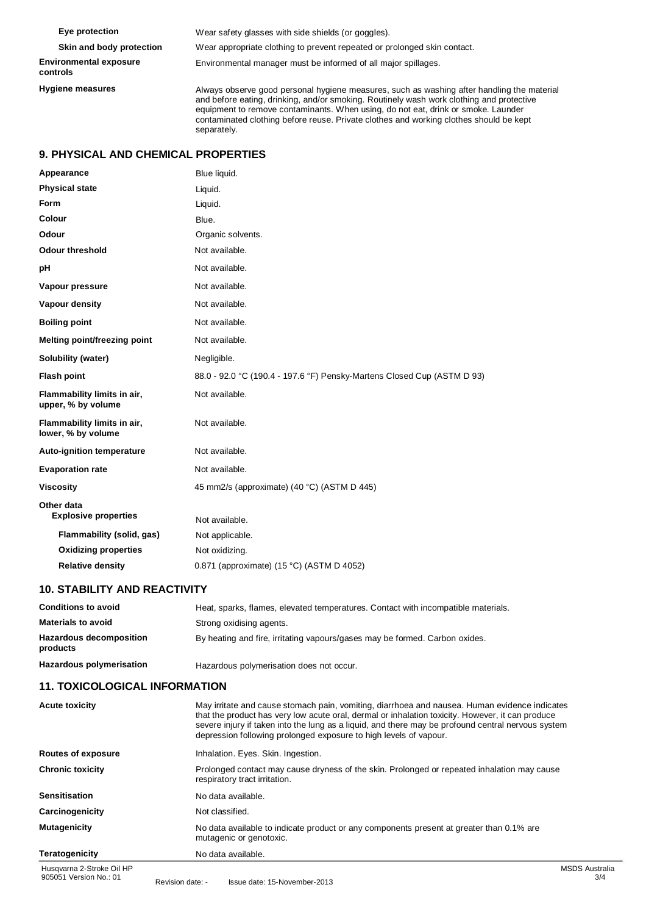| | |
|---|---|
| **Eye protection** | Wear safety glasses with side shields (or goggles). |
| **Skin and body protection** | Wear appropriate clothing to prevent repeated or prolonged skin contact. |
| **Environmental exposure controls** | Environmental manager must be informed of all major spillages. |
| **Hygiene measures** | Always observe good personal hygiene measures, such as washing after handling the material and before eating, drinking, and/or smoking. Routinely wash work clothing and protective equipment to remove contaminants. When using, do not eat, drink or smoke. Launder contaminated clothing before reuse. Private clothes and working clothes should be kept separately. |

## 9. PHYSICAL AND CHEMICAL PROPERTIES

| | |
|---|---|
| **Appearance** | Blue liquid. |
| **Physical state** | Liquid. |
| **Form** | Liquid. |
| **Colour** | Blue. |
| **Odour** | Organic solvents. |
| **Odour threshold** | Not available. |
| **pH** | Not available. |
| **Vapour pressure** | Not available. |
| **Vapour density** | Not available. |
| **Boiling point** | Not available. |
| **Melting point/freezing point** | Not available. |
| **Solubility (water)** | Negligible. |
| **Flash point** | 88.0 - 92.0 °C (190.4 - 197.6 °F) Pensky-Martens Closed Cup (ASTM D 93) |
| **Flammability limits in air, upper, % by volume** | Not available. |
| **Flammability limits in air, lower, % by volume** | Not available. |
| **Auto-ignition temperature** | Not available. |
| **Evaporation rate** | Not available. |
| **Viscosity** | 45 mm2/s (approximate) (40 °C) (ASTM D 445) |
| **Other data** | |
| **Explosive properties** | Not available. |
| **Flammability (solid, gas)** | Not applicable. |
| **Oxidizing properties** | Not oxidizing. |
| **Relative density** | 0.871 (approximate) (15 °C) (ASTM D 4052) |

## 10. STABILITY AND REACTIVITY

| | |
|---|---|
| **Conditions to avoid** | Heat, sparks, flames, elevated temperatures. Contact with incompatible materials. |
| **Materials to avoid** | Strong oxidising agents. |
| **Hazardous decomposition products** | By heating and fire, irritating vapours/gases may be formed. Carbon oxides. |
| **Hazardous polymerisation** | Hazardous polymerisation does not occur. |

## 11. TOXICOLOGICAL INFORMATION

| | |
|---|---|
| **Acute toxicity** | May irritate and cause stomach pain, vomiting, diarrhoea and nausea. Human evidence indicates that the product has very low acute oral, dermal or inhalation toxicity. However, it can produce severe injury if taken into the lung as a liquid, and there may be profound central nervous system depression following prolonged exposure to high levels of vapour. |
| **Routes of exposure** | Inhalation. Eyes. Skin. Ingestion. |
| **Chronic toxicity** | Prolonged contact may cause dryness of the skin. Prolonged or repeated inhalation may cause respiratory tract irritation. |
| **Sensitisation** | No data available. |
| **Carcinogenicity** | Not classified. |
| **Mutagenicity** | No data available to indicate product or any components present at greater than 0.1% are mutagenic or genotoxic. |
| **Teratogenicity** | No data available. |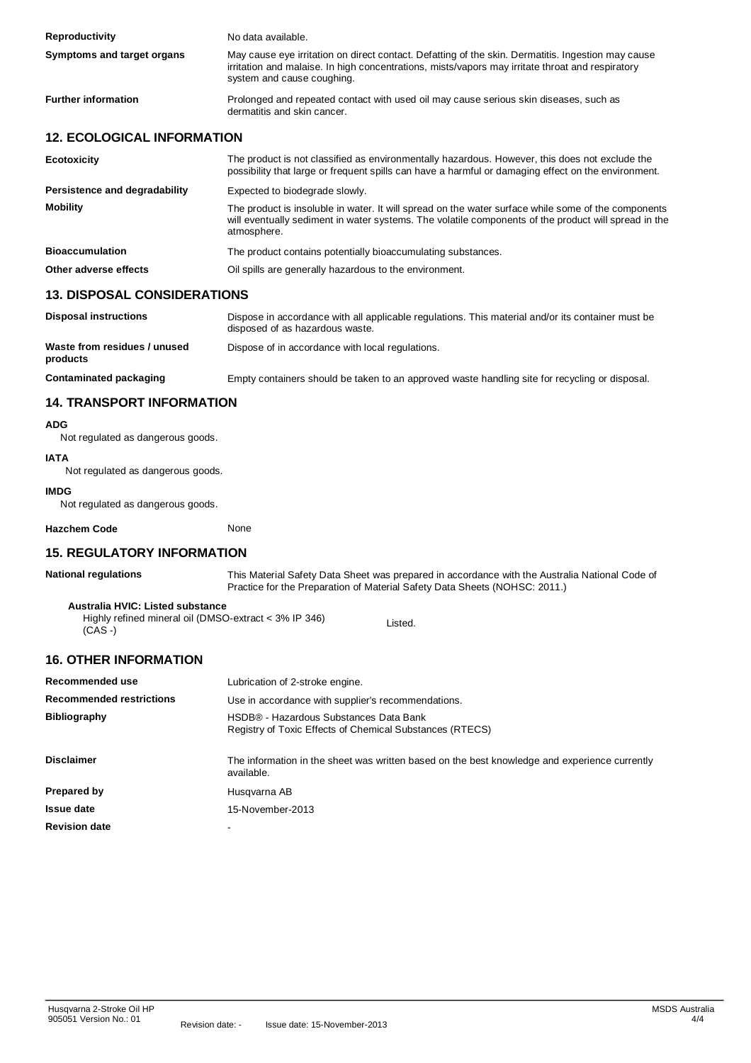| | |
|---|---|
| **Reproductivity** | No data available. |
| **Symptoms and target organs** | May cause eye irritation on direct contact. Defatting of the skin. Dermatitis. Ingestion may cause irritation and malaise. In high concentrations, mists/vapors may irritate throat and respiratory system and cause coughing. |
| **Further information** | Prolonged and repeated contact with used oil may cause serious skin diseases, such as dermatitis and skin cancer. |

## 12. ECOLOGICAL INFORMATION

| | |
|---|---|
| **Ecotoxicity** | The product is not classified as environmentally hazardous. However, this does not exclude the possibility that large or frequent spills can have a harmful or damaging effect on the environment. |
| **Persistence and degradability** | Expected to biodegrade slowly. |
| **Mobility** | The product is insoluble in water. It will spread on the water surface while some of the components will eventually sediment in water systems. The volatile components of the product will spread in the atmosphere. |
| **Bioaccumulation** | The product contains potentially bioaccumulating substances. |
| **Other adverse effects** | Oil spills are generally hazardous to the environment. |

## 13. DISPOSAL CONSIDERATIONS

| | |
|---|---|
| **Disposal instructions** | Dispose in accordance with all applicable regulations. This material and/or its container must be disposed of as hazardous waste. |
| **Waste from residues / unused products** | Dispose of in accordance with local regulations. |
| **Contaminated packaging** | Empty containers should be taken to an approved waste handling site for recycling or disposal. |

## 14. TRANSPORT INFORMATION

**ADG**

Not regulated as dangerous goods.

**IATA**

Not regulated as dangerous goods.

**IMDG**

Not regulated as dangerous goods.

**Hazchem Code** None

## 15. REGULATORY INFORMATION

**National regulations** This Material Safety Data Sheet was prepared in accordance with the Australia National Code of Practice for the Preparation of Material Safety Data Sheets (NOHSC: 2011.)

**Australia HVIC: Listed substance**

| | |
|---|---|
| Highly refined mineral oil (DMSO-extract < 3% IP 346) (CAS -) | Listed. |

## 16. OTHER INFORMATION

| | |
|---|---|
| **Recommended use** | Lubrication of 2-stroke engine. |
| **Recommended restrictions** | Use in accordance with supplier's recommendations. |
| **Bibliography** | HSDB® - Hazardous Substances Data Bank<br>Registry of Toxic Effects of Chemical Substances (RTECS) |
| **Disclaimer** | The information in the sheet was written based on the best knowledge and experience currently available. |
| **Prepared by** | Husqvarna AB |
| **Issue date** | 15-November-2013 |
| **Revision date** | - |